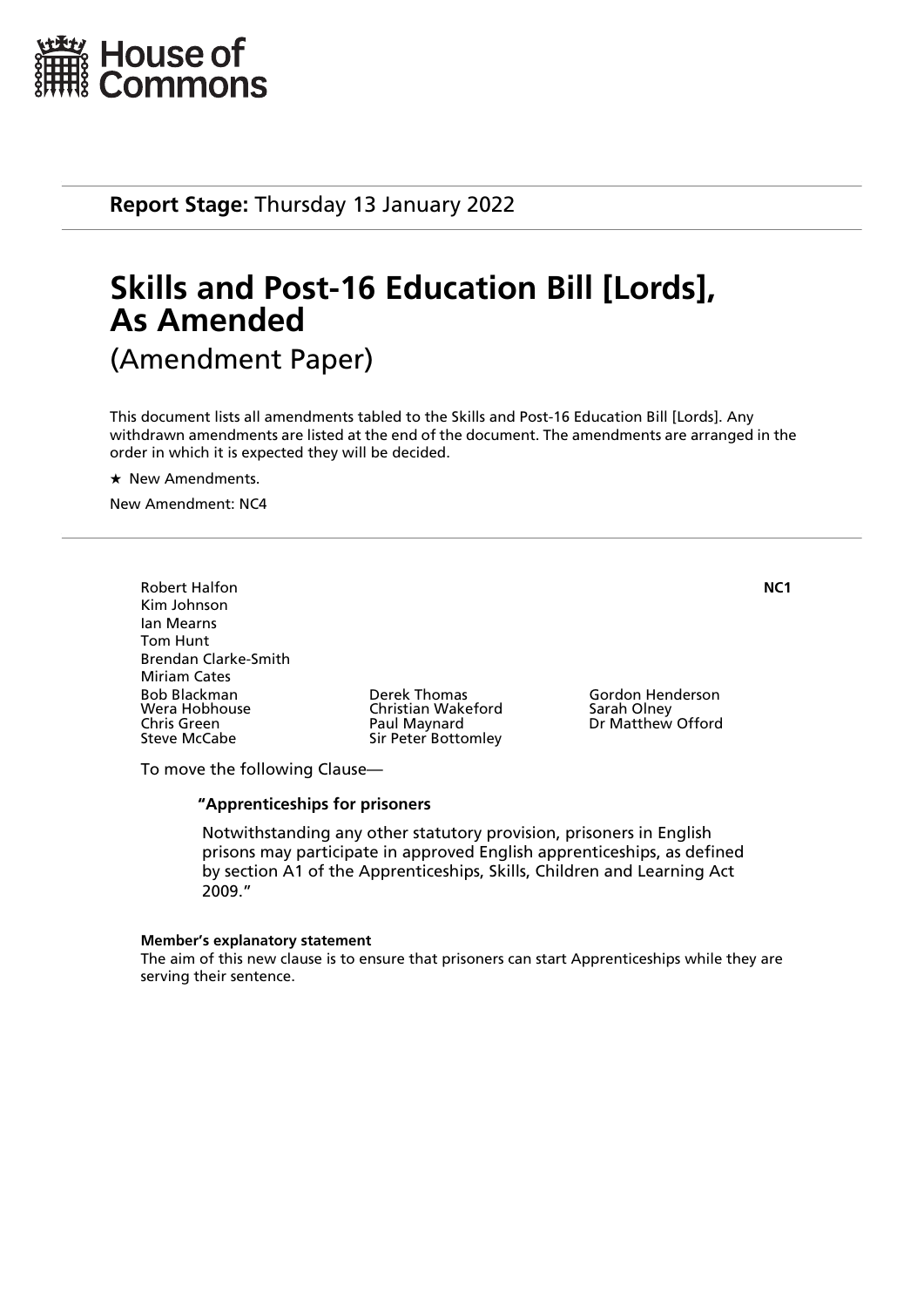House of Commons

**Report Stage:** Thursday 13 January 2022

# Skills and Post-16 Education Bill [Lords], As Amended

(Amendment Paper)

This document lists all amendments tabled to the Skills and Post-16 Education Bill [Lords]. Any withdrawn amendments are listed at the end of the document. The amendments are arranged in the order in which it is expected they will be decided.

★ New Amendments.

New Amendment: NC4

**NC1**

Robert Halfon
Kim Johnson
Ian Mearns
Tom Hunt
Brendan Clarke-Smith
Miriam Cates
Bob Blackman
Wera Hobhouse
Chris Green
Steve McCabe
Derek Thomas
Christian Wakeford
Paul Maynard
Sir Peter Bottomley
Gordon Henderson
Sarah Olney
Dr Matthew Offord

To move the following Clause—

**"Apprenticeships for prisoners**

Notwithstanding any other statutory provision, prisoners in English prisons may participate in approved English apprenticeships, as defined by section A1 of the Apprenticeships, Skills, Children and Learning Act 2009."

**Member's explanatory statement**

The aim of this new clause is to ensure that prisoners can start Apprenticeships while they are serving their sentence.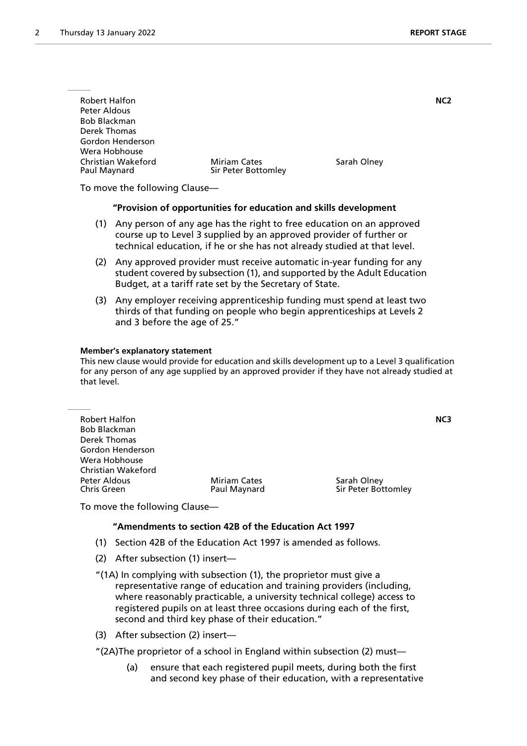Robert Halfon
Peter Aldous
Bob Blackman
Derek Thomas
Gordon Henderson
Wera Hobhouse
Christian Wakeford
Paul Maynard
Miriam Cates
Sir Peter Bottomley
Sarah Olney

**NC2**

To move the following Clause—

**"Provision of opportunities for education and skills development**

(1) Any person of any age has the right to free education on an approved course up to Level 3 supplied by an approved provider of further or technical education, if he or she has not already studied at that level.

(2) Any approved provider must receive automatic in-year funding for any student covered by subsection (1), and supported by the Adult Education Budget, at a tariff rate set by the Secretary of State.

(3) Any employer receiving apprenticeship funding must spend at least two thirds of that funding on people who begin apprenticeships at Levels 2 and 3 before the age of 25."

**Member's explanatory statement**

This new clause would provide for education and skills development up to a Level 3 qualification for any person of any age supplied by an approved provider if they have not already studied at that level.

Robert Halfon
Bob Blackman
Derek Thomas
Gordon Henderson
Wera Hobhouse
Christian Wakeford
Peter Aldous
Chris Green
Miriam Cates
Paul Maynard
Sarah Olney
Sir Peter Bottomley

**NC3**

To move the following Clause—

**"Amendments to section 42B of the Education Act 1997**

(1) Section 42B of the Education Act 1997 is amended as follows.

(2) After subsection (1) insert—

"(1A) In complying with subsection (1), the proprietor must give a representative range of education and training providers (including, where reasonably practicable, a university technical college) access to registered pupils on at least three occasions during each of the first, second and third key phase of their education."

(3) After subsection (2) insert—

"(2A)The proprietor of a school in England within subsection (2) must—

(a) ensure that each registered pupil meets, during both the first and second key phase of their education, with a representative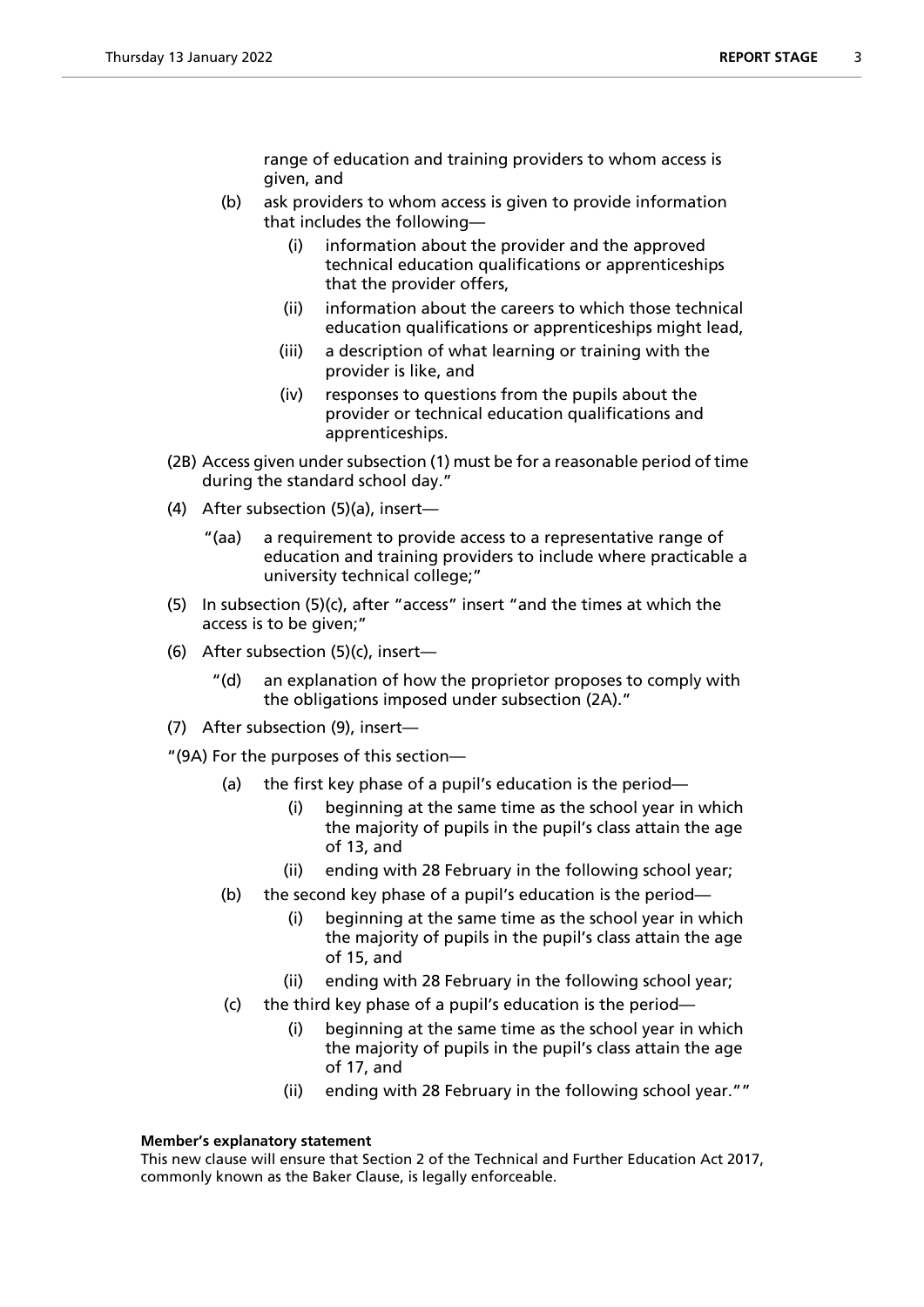range of education and training providers to whom access is given, and

(b) ask providers to whom access is given to provide information that includes the following—

(i) information about the provider and the approved technical education qualifications or apprenticeships that the provider offers,

(ii) information about the careers to which those technical education qualifications or apprenticeships might lead,

(iii) a description of what learning or training with the provider is like, and

(iv) responses to questions from the pupils about the provider or technical education qualifications and apprenticeships.

(2B) Access given under subsection (1) must be for a reasonable period of time during the standard school day."

(4) After subsection (5)(a), insert—

"(aa) a requirement to provide access to a representative range of education and training providers to include where practicable a university technical college;"

(5) In subsection (5)(c), after "access" insert "and the times at which the access is to be given;"

(6) After subsection (5)(c), insert—

"(d) an explanation of how the proprietor proposes to comply with the obligations imposed under subsection (2A)."

(7) After subsection (9), insert—

"(9A) For the purposes of this section—

(a) the first key phase of a pupil's education is the period—

(i) beginning at the same time as the school year in which the majority of pupils in the pupil's class attain the age of 13, and

(ii) ending with 28 February in the following school year;

(b) the second key phase of a pupil's education is the period—

(i) beginning at the same time as the school year in which the majority of pupils in the pupil's class attain the age of 15, and

(ii) ending with 28 February in the following school year;

(c) the third key phase of a pupil's education is the period—

(i) beginning at the same time as the school year in which the majority of pupils in the pupil's class attain the age of 17, and

(ii) ending with 28 February in the following school year.""

**Member's explanatory statement**

This new clause will ensure that Section 2 of the Technical and Further Education Act 2017, commonly known as the Baker Clause, is legally enforceable.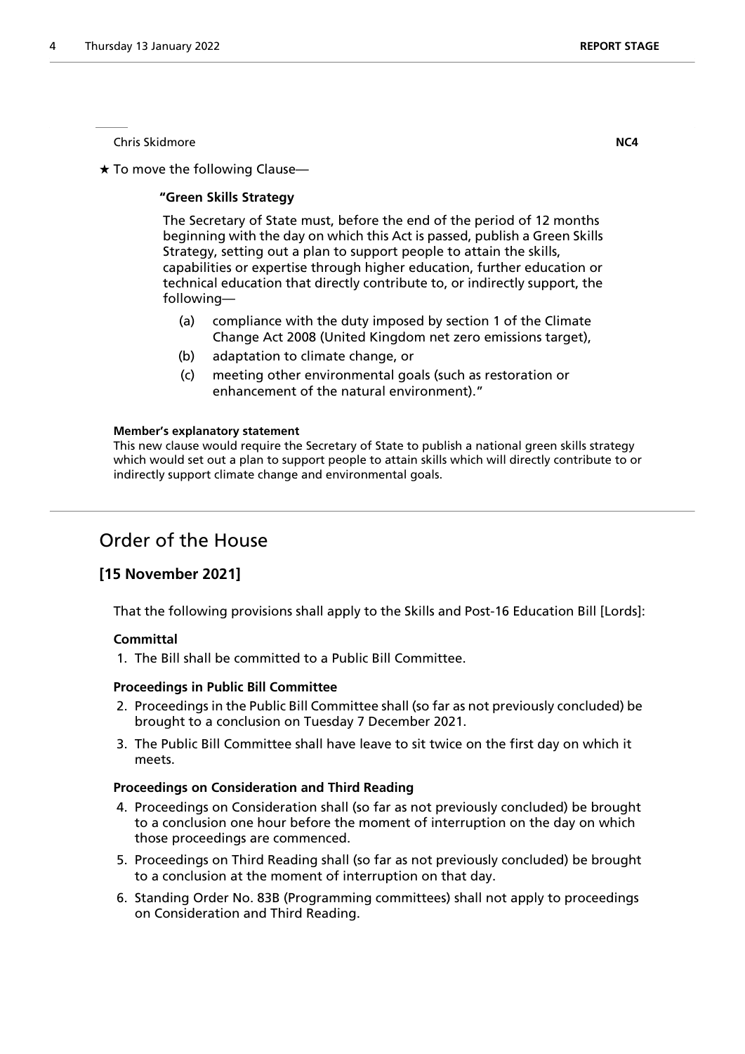Chris Skidmore **NC4**

★ To move the following Clause—

**"Green Skills Strategy**

The Secretary of State must, before the end of the period of 12 months beginning with the day on which this Act is passed, publish a Green Skills Strategy, setting out a plan to support people to attain the skills, capabilities or expertise through higher education, further education or technical education that directly contribute to, or indirectly support, the following—

(a) compliance with the duty imposed by section 1 of the Climate Change Act 2008 (United Kingdom net zero emissions target),

(b) adaptation to climate change, or

(c) meeting other environmental goals (such as restoration or enhancement of the natural environment)."

**Member's explanatory statement**

This new clause would require the Secretary of State to publish a national green skills strategy which would set out a plan to support people to attain skills which will directly contribute to or indirectly support climate change and environmental goals.

# Order of the House

## [15 November 2021]

That the following provisions shall apply to the Skills and Post-16 Education Bill [Lords]:

**Committal**

1. The Bill shall be committed to a Public Bill Committee.

**Proceedings in Public Bill Committee**

2. Proceedings in the Public Bill Committee shall (so far as not previously concluded) be brought to a conclusion on Tuesday 7 December 2021.
3. The Public Bill Committee shall have leave to sit twice on the first day on which it meets.

**Proceedings on Consideration and Third Reading**

4. Proceedings on Consideration shall (so far as not previously concluded) be brought to a conclusion one hour before the moment of interruption on the day on which those proceedings are commenced.
5. Proceedings on Third Reading shall (so far as not previously concluded) be brought to a conclusion at the moment of interruption on that day.
6. Standing Order No. 83B (Programming committees) shall not apply to proceedings on Consideration and Third Reading.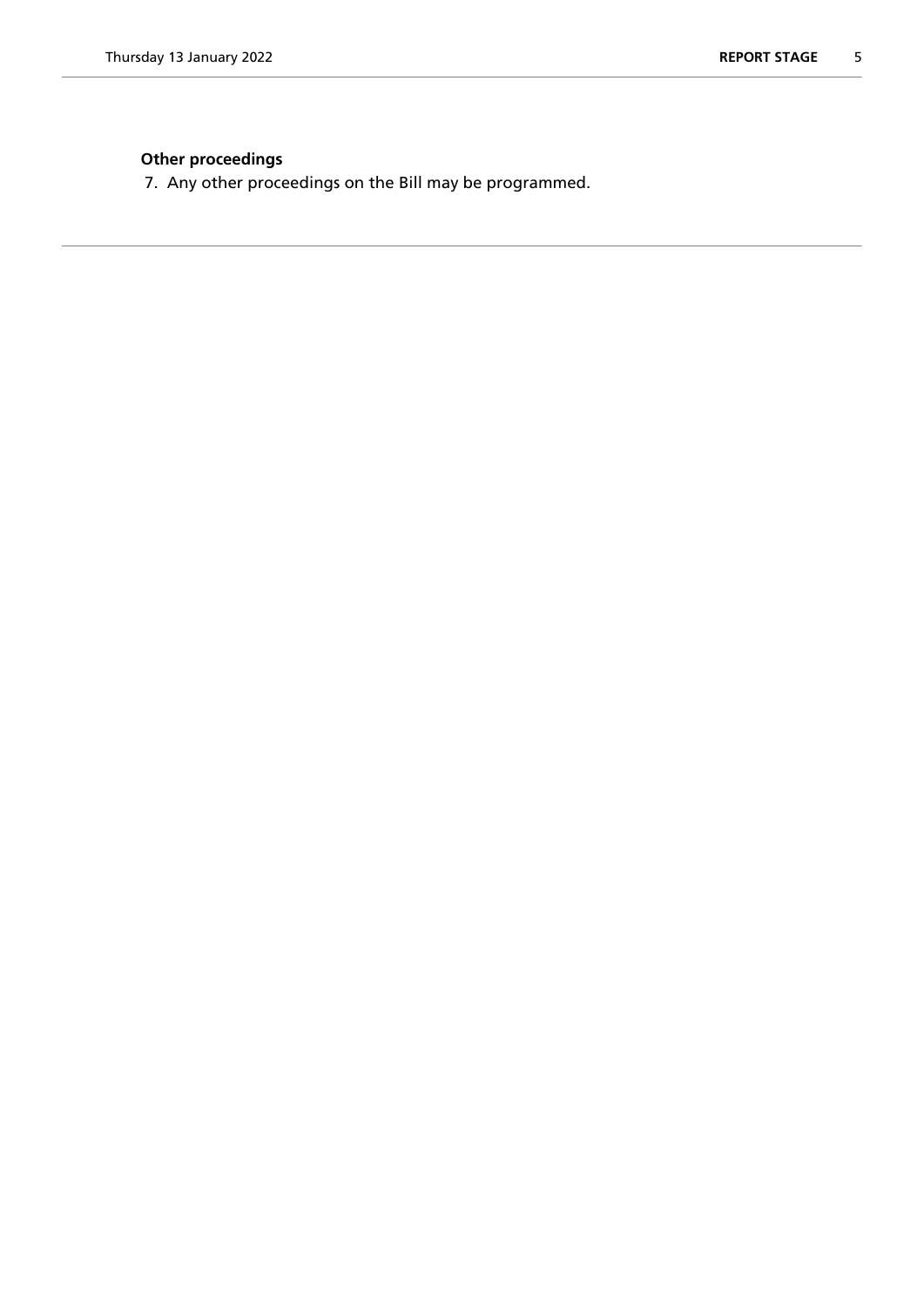**Other proceedings**

7. Any other proceedings on the Bill may be programmed.